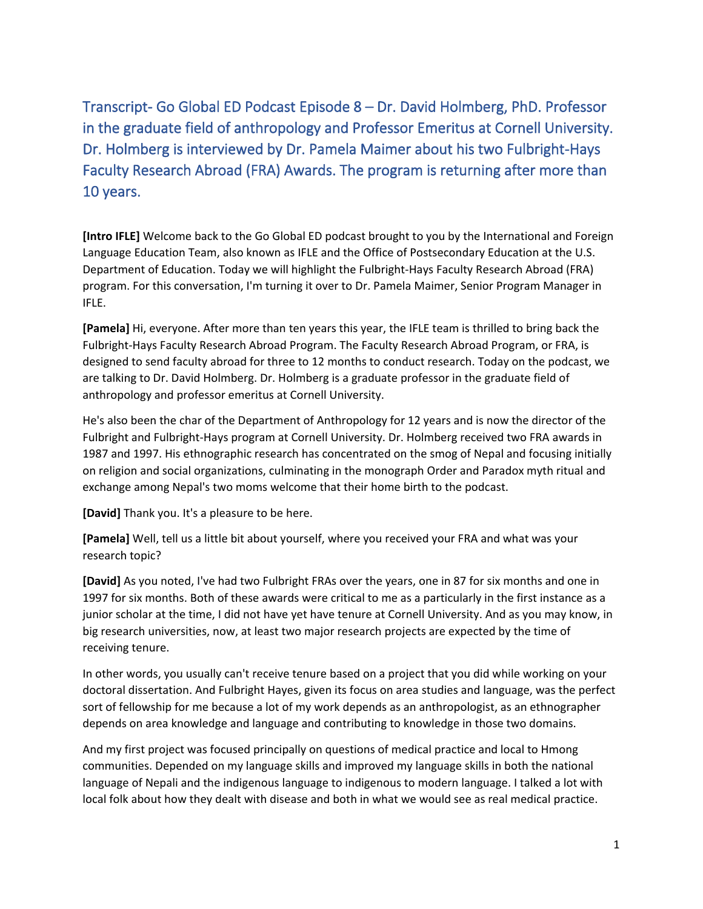# Transcript- Go Global ED Podcast Episode 8 – Dr. David Holmberg, PhD. Professor in the graduate field of anthropology and Professor Emeritus at Cornell University. Dr. Holmberg is interviewed by Dr. Pamela Maimer about his two Fulbright-Hays Faculty Research Abroad (FRA) Awards. The program is returning after more than 10 years.

**[Intro IFLE]** Welcome back to the Go Global ED podcast brought to you by the International and Foreign Language Education Team, also known as IFLE and the Office of Postsecondary Education at the U.S. Department of Education. Today we will highlight the Fulbright-Hays Faculty Research Abroad (FRA) program. For this conversation, I'm turning it over to Dr. Pamela Maimer, Senior Program Manager in IFLE.

**[Pamela]** Hi, everyone. After more than ten years this year, the IFLE team is thrilled to bring back the Fulbright-Hays Faculty Research Abroad Program. The Faculty Research Abroad Program, or FRA, is designed to send faculty abroad for three to 12 months to conduct research. Today on the podcast, we are talking to Dr. David Holmberg. Dr. Holmberg is a graduate professor in the graduate field of anthropology and professor emeritus at Cornell University.

He's also been the char of the Department of Anthropology for 12 years and is now the director of the Fulbright and Fulbright-Hays program at Cornell University. Dr. Holmberg received two FRA awards in 1987 and 1997. His ethnographic research has concentrated on the smog of Nepal and focusing initially on religion and social organizations, culminating in the monograph Order and Paradox myth ritual and exchange among Nepal's two moms welcome that their home birth to the podcast.

**[David]** Thank you. It's a pleasure to be here.

**[Pamela]** Well, tell us a little bit about yourself, where you received your FRA and what was your research topic?

**[David]** As you noted, I've had two Fulbright FRAs over the years, one in 87 for six months and one in 1997 for six months. Both of these awards were critical to me as a particularly in the first instance as a junior scholar at the time, I did not have yet have tenure at Cornell University. And as you may know, in big research universities, now, at least two major research projects are expected by the time of receiving tenure.

In other words, you usually can't receive tenure based on a project that you did while working on your doctoral dissertation. And Fulbright Hayes, given its focus on area studies and language, was the perfect sort of fellowship for me because a lot of my work depends as an anthropologist, as an ethnographer depends on area knowledge and language and contributing to knowledge in those two domains.

And my first project was focused principally on questions of medical practice and local to Hmong communities. Depended on my language skills and improved my language skills in both the national language of Nepali and the indigenous language to indigenous to modern language. I talked a lot with local folk about how they dealt with disease and both in what we would see as real medical practice.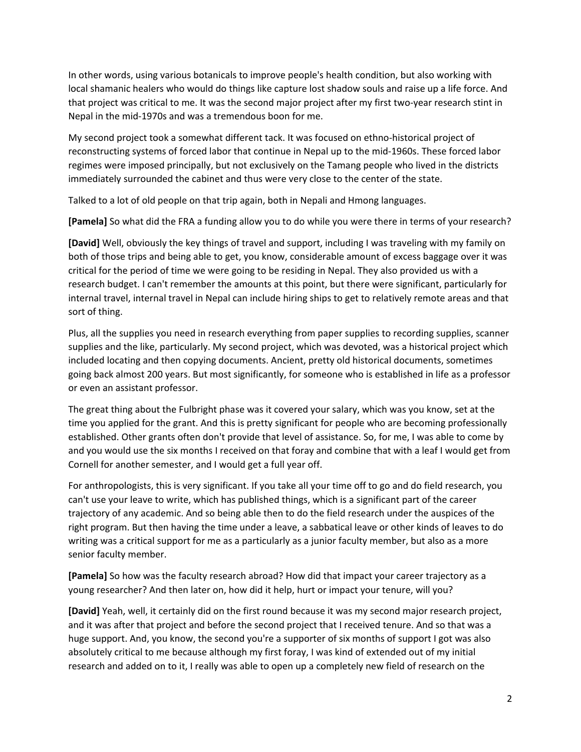In other words, using various botanicals to improve people's health condition, but also working with local shamanic healers who would do things like capture lost shadow souls and raise up a life force. And that project was critical to me. It was the second major project after my first two-year research stint in Nepal in the mid-1970s and was a tremendous boon for me.

My second project took a somewhat different tack. It was focused on ethno-historical project of reconstructing systems of forced labor that continue in Nepal up to the mid-1960s. These forced labor regimes were imposed principally, but not exclusively on the Tamang people who lived in the districts immediately surrounded the cabinet and thus were very close to the center of the state.

Talked to a lot of old people on that trip again, both in Nepali and Hmong languages.

**[Pamela]** So what did the FRA a funding allow you to do while you were there in terms of your research?

**[David]** Well, obviously the key things of travel and support, including I was traveling with my family on both of those trips and being able to get, you know, considerable amount of excess baggage over it was critical for the period of time we were going to be residing in Nepal. They also provided us with a research budget. I can't remember the amounts at this point, but there were significant, particularly for internal travel, internal travel in Nepal can include hiring ships to get to relatively remote areas and that sort of thing.

Plus, all the supplies you need in research everything from paper supplies to recording supplies, scanner supplies and the like, particularly. My second project, which was devoted, was a historical project which included locating and then copying documents. Ancient, pretty old historical documents, sometimes going back almost 200 years. But most significantly, for someone who is established in life as a professor or even an assistant professor.

The great thing about the Fulbright phase was it covered your salary, which was you know, set at the time you applied for the grant. And this is pretty significant for people who are becoming professionally established. Other grants often don't provide that level of assistance. So, for me, I was able to come by and you would use the six months I received on that foray and combine that with a leaf I would get from Cornell for another semester, and I would get a full year off.

For anthropologists, this is very significant. If you take all your time off to go and do field research, you can't use your leave to write, which has published things, which is a significant part of the career trajectory of any academic. And so being able then to do the field research under the auspices of the right program. But then having the time under a leave, a sabbatical leave or other kinds of leaves to do writing was a critical support for me as a particularly as a junior faculty member, but also as a more senior faculty member.

**[Pamela]** So how was the faculty research abroad? How did that impact your career trajectory as a young researcher? And then later on, how did it help, hurt or impact your tenure, will you?

**[David]** Yeah, well, it certainly did on the first round because it was my second major research project, and it was after that project and before the second project that I received tenure. And so that was a huge support. And, you know, the second you're a supporter of six months of support I got was also absolutely critical to me because although my first foray, I was kind of extended out of my initial research and added on to it, I really was able to open up a completely new field of research on the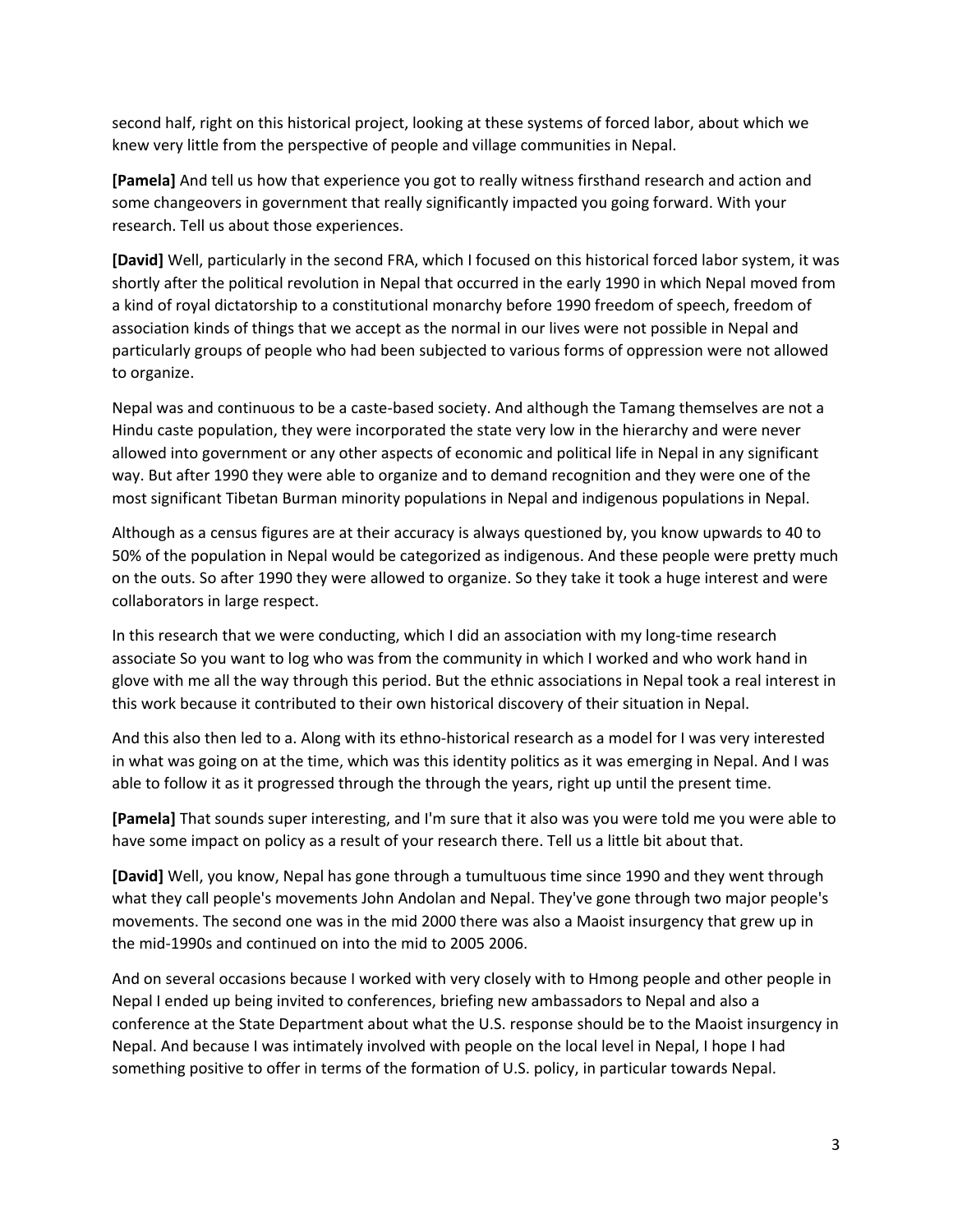second half, right on this historical project, looking at these systems of forced labor, about which we knew very little from the perspective of people and village communities in Nepal.

**[Pamela]** And tell us how that experience you got to really witness firsthand research and action and some changeovers in government that really significantly impacted you going forward. With your research. Tell us about those experiences.

**[David]** Well, particularly in the second FRA, which I focused on this historical forced labor system, it was shortly after the political revolution in Nepal that occurred in the early 1990 in which Nepal moved from a kind of royal dictatorship to a constitutional monarchy before 1990 freedom of speech, freedom of association kinds of things that we accept as the normal in our lives were not possible in Nepal and particularly groups of people who had been subjected to various forms of oppression were not allowed to organize.

Nepal was and continuous to be a caste-based society. And although the Tamang themselves are not a Hindu caste population, they were incorporated the state very low in the hierarchy and were never allowed into government or any other aspects of economic and political life in Nepal in any significant way. But after 1990 they were able to organize and to demand recognition and they were one of the most significant Tibetan Burman minority populations in Nepal and indigenous populations in Nepal.

Although as a census figures are at their accuracy is always questioned by, you know upwards to 40 to 50% of the population in Nepal would be categorized as indigenous. And these people were pretty much on the outs. So after 1990 they were allowed to organize. So they take it took a huge interest and were collaborators in large respect.

In this research that we were conducting, which I did an association with my long-time research associate So you want to log who was from the community in which I worked and who work hand in glove with me all the way through this period. But the ethnic associations in Nepal took a real interest in this work because it contributed to their own historical discovery of their situation in Nepal.

And this also then led to a. Along with its ethno-historical research as a model for I was very interested in what was going on at the time, which was this identity politics as it was emerging in Nepal. And I was able to follow it as it progressed through the through the years, right up until the present time.

**[Pamela]** That sounds super interesting, and I'm sure that it also was you were told me you were able to have some impact on policy as a result of your research there. Tell us a little bit about that.

**[David]** Well, you know, Nepal has gone through a tumultuous time since 1990 and they went through what they call people's movements John Andolan and Nepal. They've gone through two major people's movements. The second one was in the mid 2000 there was also a Maoist insurgency that grew up in the mid-1990s and continued on into the mid to 2005 2006.

And on several occasions because I worked with very closely with to Hmong people and other people in Nepal I ended up being invited to conferences, briefing new ambassadors to Nepal and also a conference at the State Department about what the U.S. response should be to the Maoist insurgency in Nepal. And because I was intimately involved with people on the local level in Nepal, I hope I had something positive to offer in terms of the formation of U.S. policy, in particular towards Nepal.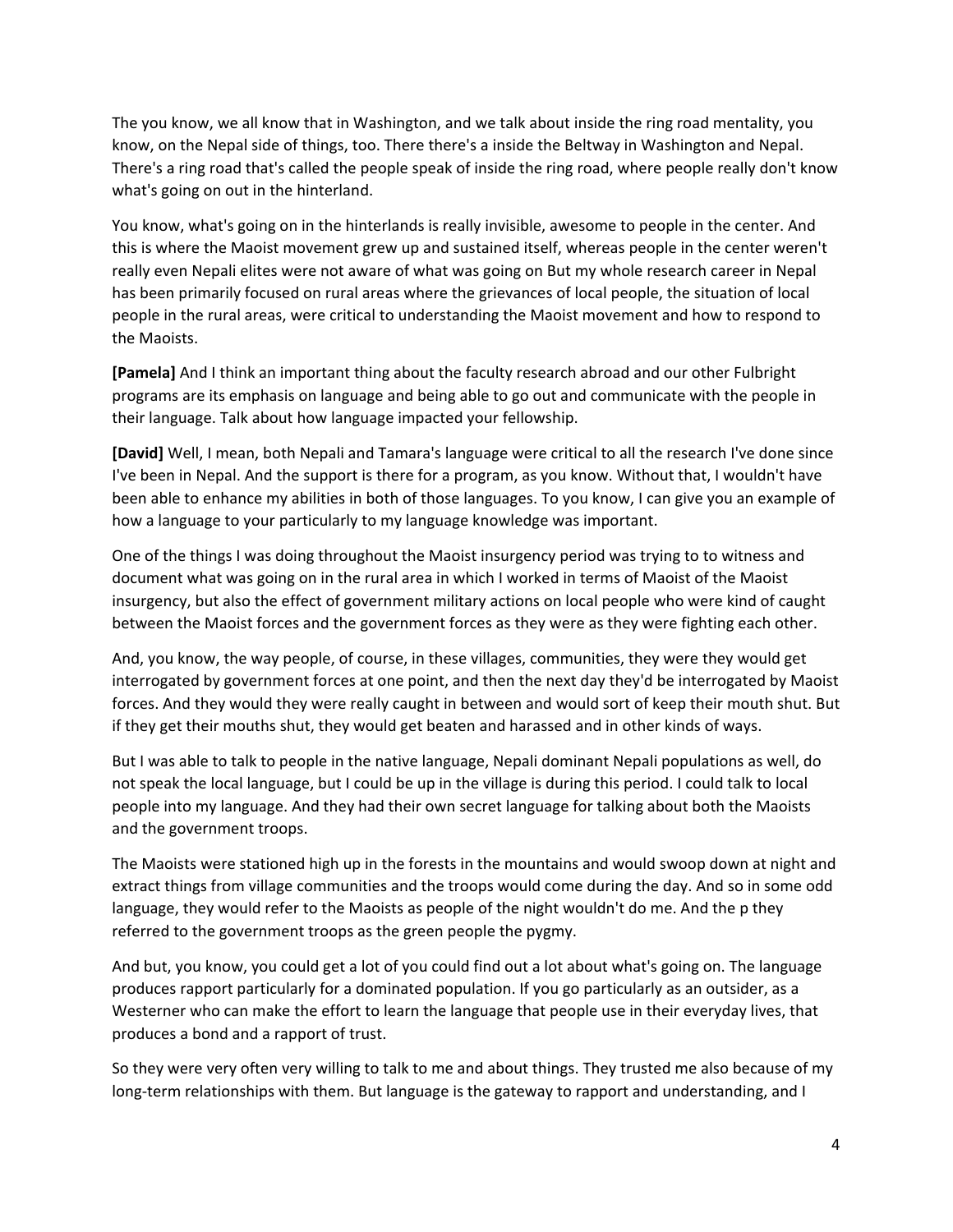The you know, we all know that in Washington, and we talk about inside the ring road mentality, you know, on the Nepal side of things, too. There there's a inside the Beltway in Washington and Nepal. There's a ring road that's called the people speak of inside the ring road, where people really don't know what's going on out in the hinterland.

You know, what's going on in the hinterlands is really invisible, awesome to people in the center. And this is where the Maoist movement grew up and sustained itself, whereas people in the center weren't really even Nepali elites were not aware of what was going on But my whole research career in Nepal has been primarily focused on rural areas where the grievances of local people, the situation of local people in the rural areas, were critical to understanding the Maoist movement and how to respond to the Maoists.

**[Pamela]** And I think an important thing about the faculty research abroad and our other Fulbright programs are its emphasis on language and being able to go out and communicate with the people in their language. Talk about how language impacted your fellowship.

**[David]** Well, I mean, both Nepali and Tamara's language were critical to all the research I've done since I've been in Nepal. And the support is there for a program, as you know. Without that, I wouldn't have been able to enhance my abilities in both of those languages. To you know, I can give you an example of how a language to your particularly to my language knowledge was important.

One of the things I was doing throughout the Maoist insurgency period was trying to to witness and document what was going on in the rural area in which I worked in terms of Maoist of the Maoist insurgency, but also the effect of government military actions on local people who were kind of caught between the Maoist forces and the government forces as they were as they were fighting each other.

And, you know, the way people, of course, in these villages, communities, they were they would get interrogated by government forces at one point, and then the next day they'd be interrogated by Maoist forces. And they would they were really caught in between and would sort of keep their mouth shut. But if they get their mouths shut, they would get beaten and harassed and in other kinds of ways.

But I was able to talk to people in the native language, Nepali dominant Nepali populations as well, do not speak the local language, but I could be up in the village is during this period. I could talk to local people into my language. And they had their own secret language for talking about both the Maoists and the government troops.

The Maoists were stationed high up in the forests in the mountains and would swoop down at night and extract things from village communities and the troops would come during the day. And so in some odd language, they would refer to the Maoists as people of the night wouldn't do me. And the p they referred to the government troops as the green people the pygmy.

And but, you know, you could get a lot of you could find out a lot about what's going on. The language produces rapport particularly for a dominated population. If you go particularly as an outsider, as a Westerner who can make the effort to learn the language that people use in their everyday lives, that produces a bond and a rapport of trust.

So they were very often very willing to talk to me and about things. They trusted me also because of my long-term relationships with them. But language is the gateway to rapport and understanding, and I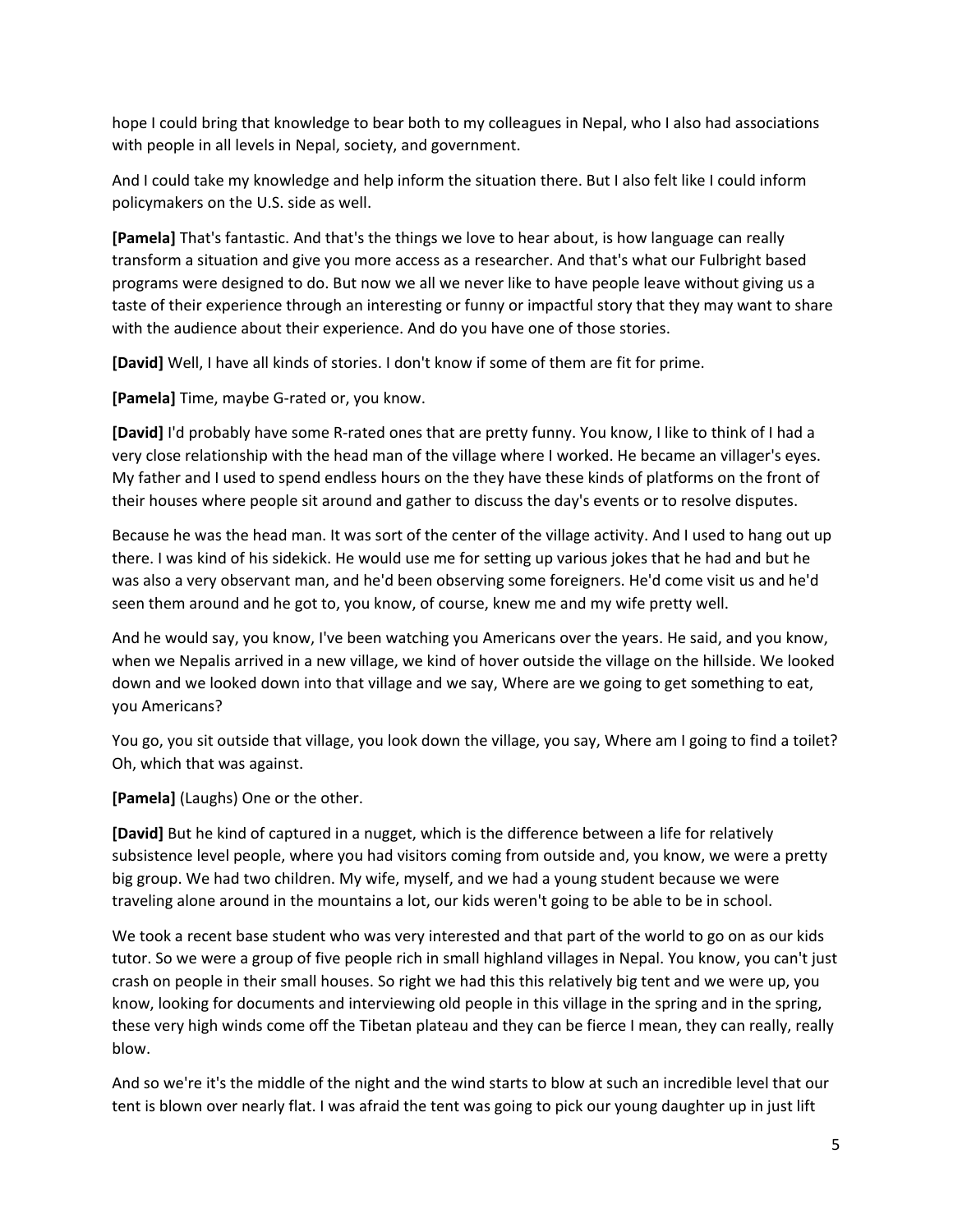hope I could bring that knowledge to bear both to my colleagues in Nepal, who I also had associations with people in all levels in Nepal, society, and government.

And I could take my knowledge and help inform the situation there. But I also felt like I could inform policymakers on the U.S. side as well.

**[Pamela]** That's fantastic. And that's the things we love to hear about, is how language can really transform a situation and give you more access as a researcher. And that's what our Fulbright based programs were designed to do. But now we all we never like to have people leave without giving us a taste of their experience through an interesting or funny or impactful story that they may want to share with the audience about their experience. And do you have one of those stories.

**[David]** Well, I have all kinds of stories. I don't know if some of them are fit for prime.

**[Pamela]** Time, maybe G-rated or, you know.

**[David]** I'd probably have some R-rated ones that are pretty funny. You know, I like to think of I had a very close relationship with the head man of the village where I worked. He became an villager's eyes. My father and I used to spend endless hours on the they have these kinds of platforms on the front of their houses where people sit around and gather to discuss the day's events or to resolve disputes.

Because he was the head man. It was sort of the center of the village activity. And I used to hang out up there. I was kind of his sidekick. He would use me for setting up various jokes that he had and but he was also a very observant man, and he'd been observing some foreigners. He'd come visit us and he'd seen them around and he got to, you know, of course, knew me and my wife pretty well.

And he would say, you know, I've been watching you Americans over the years. He said, and you know, when we Nepalis arrived in a new village, we kind of hover outside the village on the hillside. We looked down and we looked down into that village and we say, Where are we going to get something to eat, you Americans?

You go, you sit outside that village, you look down the village, you say, Where am I going to find a toilet? Oh, which that was against.

**[Pamela]** (Laughs) One or the other.

**[David]** But he kind of captured in a nugget, which is the difference between a life for relatively subsistence level people, where you had visitors coming from outside and, you know, we were a pretty big group. We had two children. My wife, myself, and we had a young student because we were traveling alone around in the mountains a lot, our kids weren't going to be able to be in school.

We took a recent base student who was very interested and that part of the world to go on as our kids tutor. So we were a group of five people rich in small highland villages in Nepal. You know, you can't just crash on people in their small houses. So right we had this this relatively big tent and we were up, you know, looking for documents and interviewing old people in this village in the spring and in the spring, these very high winds come off the Tibetan plateau and they can be fierce I mean, they can really, really blow.

And so we're it's the middle of the night and the wind starts to blow at such an incredible level that our tent is blown over nearly flat. I was afraid the tent was going to pick our young daughter up in just lift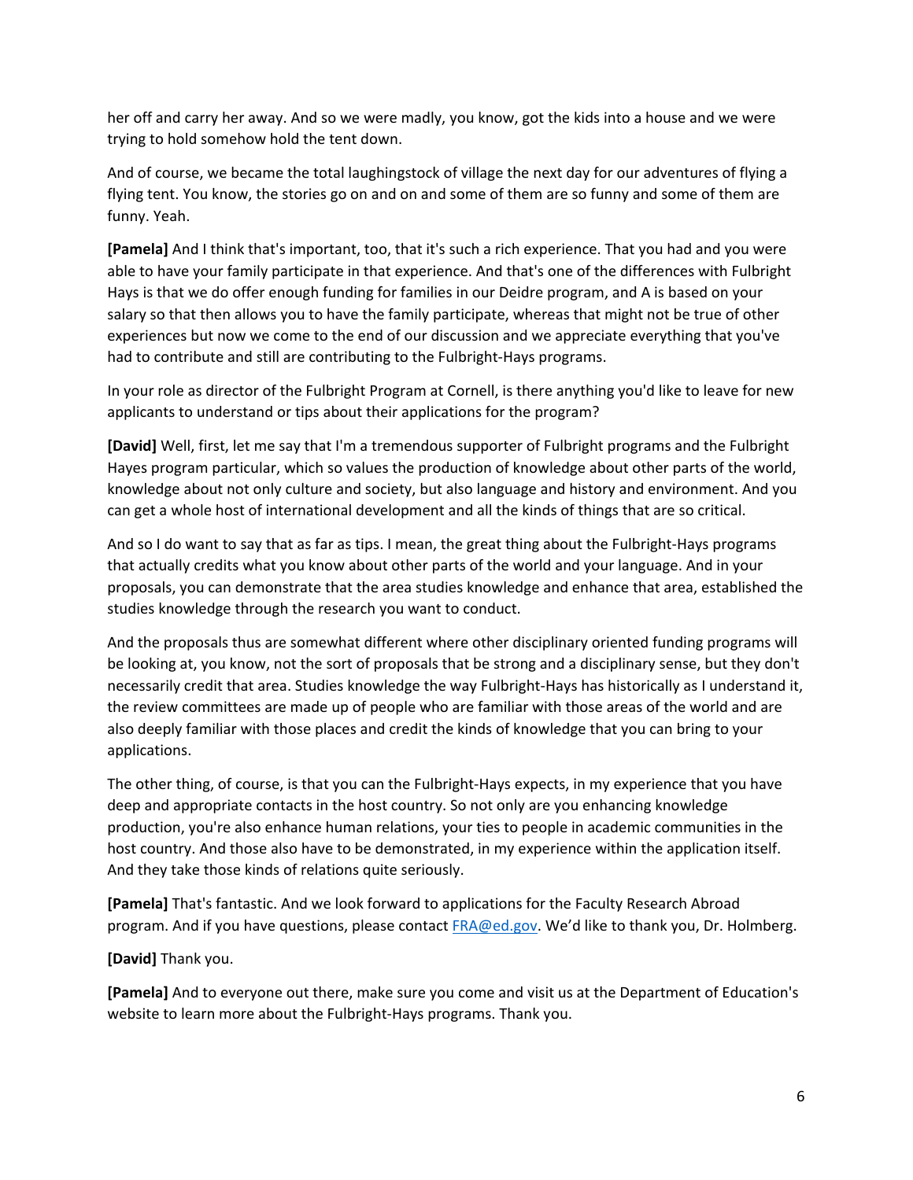her off and carry her away. And so we were madly, you know, got the kids into a house and we were trying to hold somehow hold the tent down.

And of course, we became the total laughingstock of village the next day for our adventures of flying a flying tent. You know, the stories go on and on and some of them are so funny and some of them are funny. Yeah.

**[Pamela]** And I think that's important, too, that it's such a rich experience. That you had and you were able to have your family participate in that experience. And that's one of the differences with Fulbright Hays is that we do offer enough funding for families in our Deidre program, and A is based on your salary so that then allows you to have the family participate, whereas that might not be true of other experiences but now we come to the end of our discussion and we appreciate everything that you've had to contribute and still are contributing to the Fulbright-Hays programs.

In your role as director of the Fulbright Program at Cornell, is there anything you'd like to leave for new applicants to understand or tips about their applications for the program?

**[David]** Well, first, let me say that I'm a tremendous supporter of Fulbright programs and the Fulbright Hayes program particular, which so values the production of knowledge about other parts of the world, knowledge about not only culture and society, but also language and history and environment. And you can get a whole host of international development and all the kinds of things that are so critical.

And so I do want to say that as far as tips. I mean, the great thing about the Fulbright-Hays programs that actually credits what you know about other parts of the world and your language. And in your proposals, you can demonstrate that the area studies knowledge and enhance that area, established the studies knowledge through the research you want to conduct.

And the proposals thus are somewhat different where other disciplinary oriented funding programs will be looking at, you know, not the sort of proposals that be strong and a disciplinary sense, but they don't necessarily credit that area. Studies knowledge the way Fulbright-Hays has historically as I understand it, the review committees are made up of people who are familiar with those areas of the world and are also deeply familiar with those places and credit the kinds of knowledge that you can bring to your applications.

The other thing, of course, is that you can the Fulbright-Hays expects, in my experience that you have deep and appropriate contacts in the host country. So not only are you enhancing knowledge production, you're also enhance human relations, your ties to people in academic communities in the host country. And those also have to be demonstrated, in my experience within the application itself. And they take those kinds of relations quite seriously.

**[Pamela]** That's fantastic. And we look forward to applications for the Faculty Research Abroad program. And if you have questions, please contact [FRA@ed.gov](mailto:FRA@ed.gov). We'd like to thank you, Dr. Holmberg.

**[David]** Thank you.

**[Pamela]** And to everyone out there, make sure you come and visit us at the Department of Education's website to learn more about the Fulbright-Hays programs. Thank you.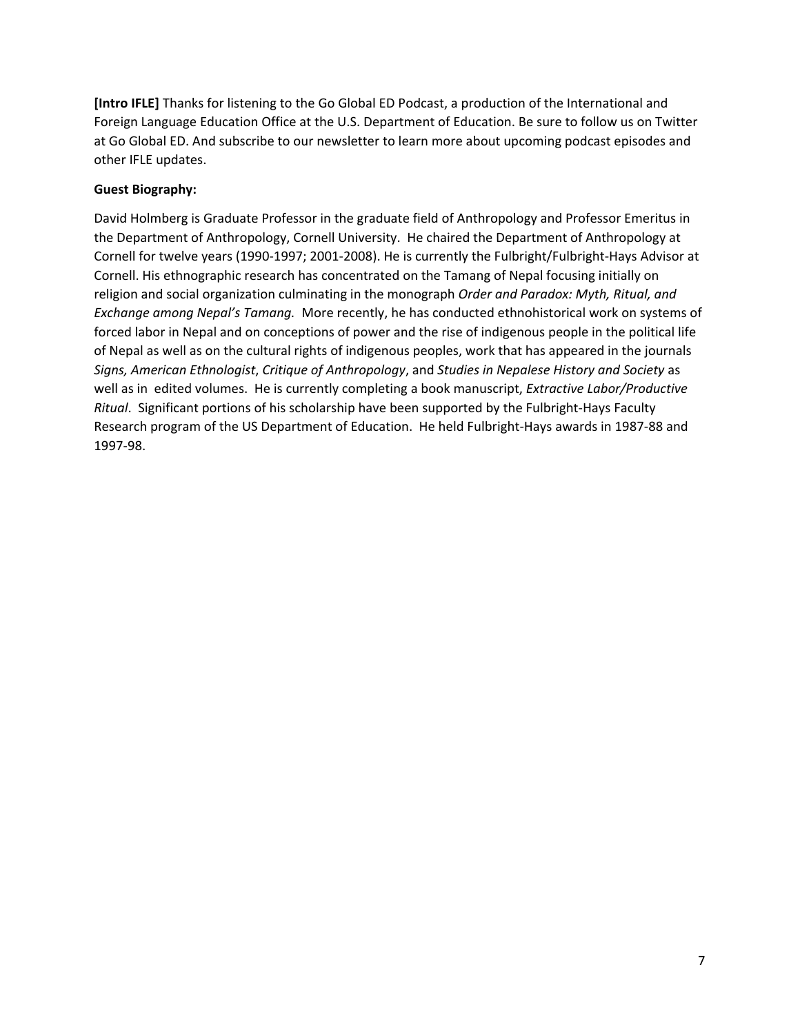**[Intro IFLE]** Thanks for listening to the Go Global ED Podcast, a production of the International and Foreign Language Education Office at the U.S. Department of Education. Be sure to follow us on Twitter at Go Global ED. And subscribe to our newsletter to learn more about upcoming podcast episodes and other IFLE updates.

**Guest Biography:**

David Holmberg is Graduate Professor in the graduate field of Anthropology and Professor Emeritus in the Department of Anthropology, Cornell University. He chaired the Department of Anthropology at Cornell for twelve years (1990-1997; 2001-2008). He is currently the Fulbright/Fulbright-Hays Advisor at Cornell. His ethnographic research has concentrated on the Tamang of Nepal focusing initially on religion and social organization culminating in the monograph *Order and Paradox: Myth, Ritual, and Exchange among Nepal's Tamang.* More recently, he has conducted ethnohistorical work on systems of forced labor in Nepal and on conceptions of power and the rise of indigenous people in the political life of Nepal as well as on the cultural rights of indigenous peoples, work that has appeared in the journals *Signs, American Ethnologist*, *Critique of Anthropology*, and *Studies in Nepalese History and Society* as well as in edited volumes. He is currently completing a book manuscript, *Extractive Labor/Productive Ritual*. Significant portions of his scholarship have been supported by the Fulbright-Hays Faculty Research program of the US Department of Education. He held Fulbright-Hays awards in 1987-88 and 1997-98.